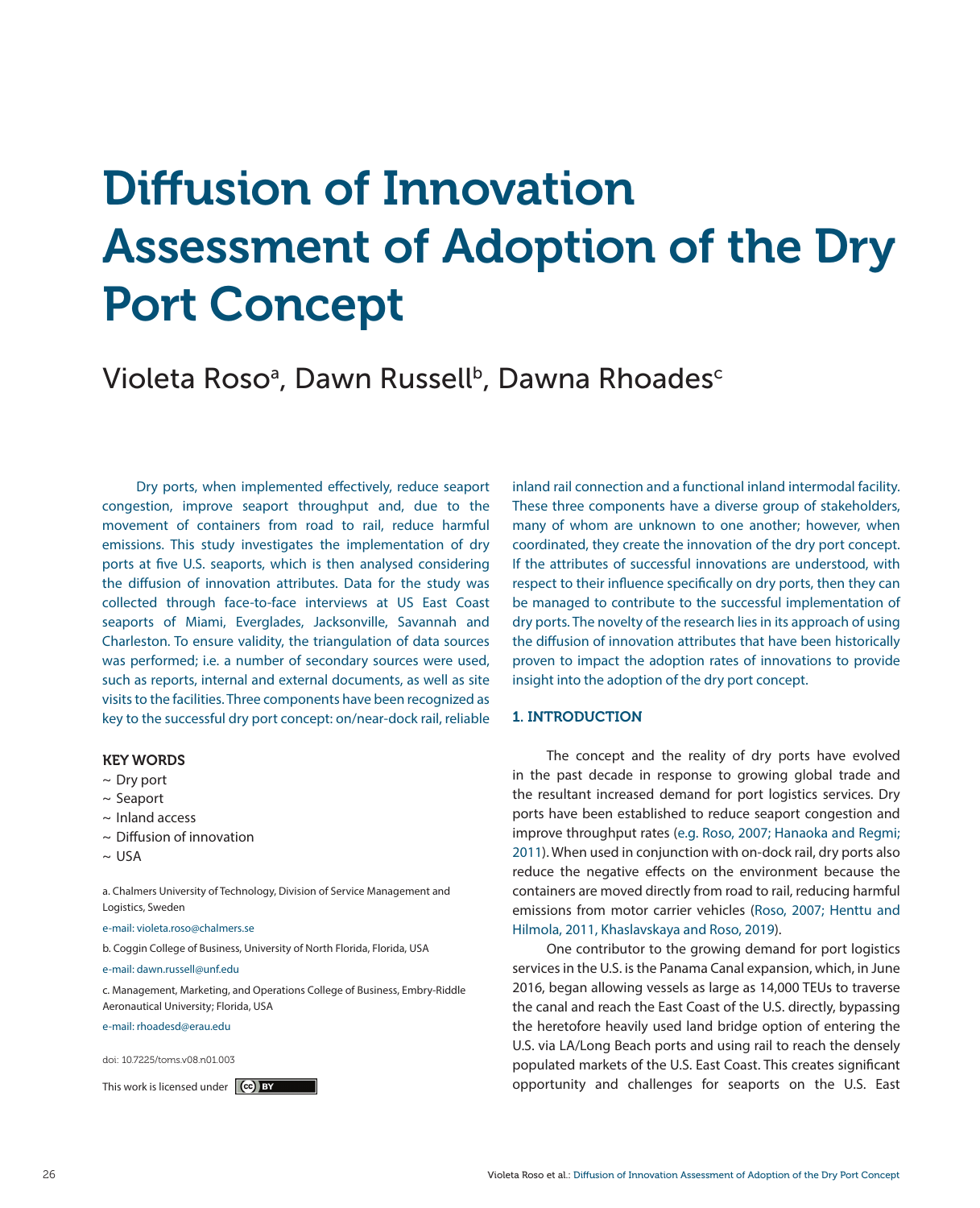# Diffusion of Innovation Assessment of Adoption of the Dry Port Concept

## Violeta Roso[a], Dawn Russell[b], Dawna Rhoades[c]

Dry ports, when implemented effectively, reduce seaport congestion, improve seaport throughput and, due to the movement of containers from road to rail, reduce harmful emissions. This study investigates the implementation of dry ports at five U.S. seaports, which is then analysed considering the diffusion of innovation attributes. Data for the study was collected through face-to-face interviews at US East Coast seaports of Miami, Everglades, Jacksonville, Savannah and Charleston. To ensure validity, the triangulation of data sources was performed; i.e. a number of secondary sources were used, such as reports, internal and external documents, as well as site visits to the facilities. Three components have been recognized as key to the successful dry port concept: on/near-dock rail, reliable inland rail connection and a functional inland intermodal facility. These three components have a diverse group of stakeholders, many of whom are unknown to one another; however, when coordinated, they create the innovation of the dry port concept. If the attributes of successful innovations are understood, with respect to their influence specifically on dry ports, then they can be managed to contribute to the successful implementation of dry ports. The novelty of the research lies in its approach of using the diffusion of innovation attributes that have been historically proven to impact the adoption rates of innovations to provide insight into the adoption of the dry port concept.

**KEY WORDS**

~ Dry port
~ Seaport
~ Inland access
~ Diffusion of innovation
~ USA

a. Chalmers University of Technology, Division of Service Management and Logistics, Sweden

e-mail: violeta.roso@chalmers.se

b. Coggin College of Business, University of North Florida, Florida, USA

e-mail: dawn.russell@unf.edu

c. Management, Marketing, and Operations College of Business, Embry-Riddle Aeronautical University; Florida, USA

e-mail: rhoadesd@erau.edu

doi: 10.7225/toms.v08.n01.003

This work is licensed under CC BY

### 1. INTRODUCTION

The concept and the reality of dry ports have evolved in the past decade in response to growing global trade and the resultant increased demand for port logistics services. Dry ports have been established to reduce seaport congestion and improve throughput rates (e.g. Roso, 2007; Hanaoka and Regmi; 2011). When used in conjunction with on-dock rail, dry ports also reduce the negative effects on the environment because the containers are moved directly from road to rail, reducing harmful emissions from motor carrier vehicles (Roso, 2007; Henttu and Hilmola, 2011, Khaslavskaya and Roso, 2019).

One contributor to the growing demand for port logistics services in the U.S. is the Panama Canal expansion, which, in June 2016, began allowing vessels as large as 14,000 TEUs to traverse the canal and reach the East Coast of the U.S. directly, bypassing the heretofore heavily used land bridge option of entering the U.S. via LA/Long Beach ports and using rail to reach the densely populated markets of the U.S. East Coast. This creates significant opportunity and challenges for seaports on the U.S. East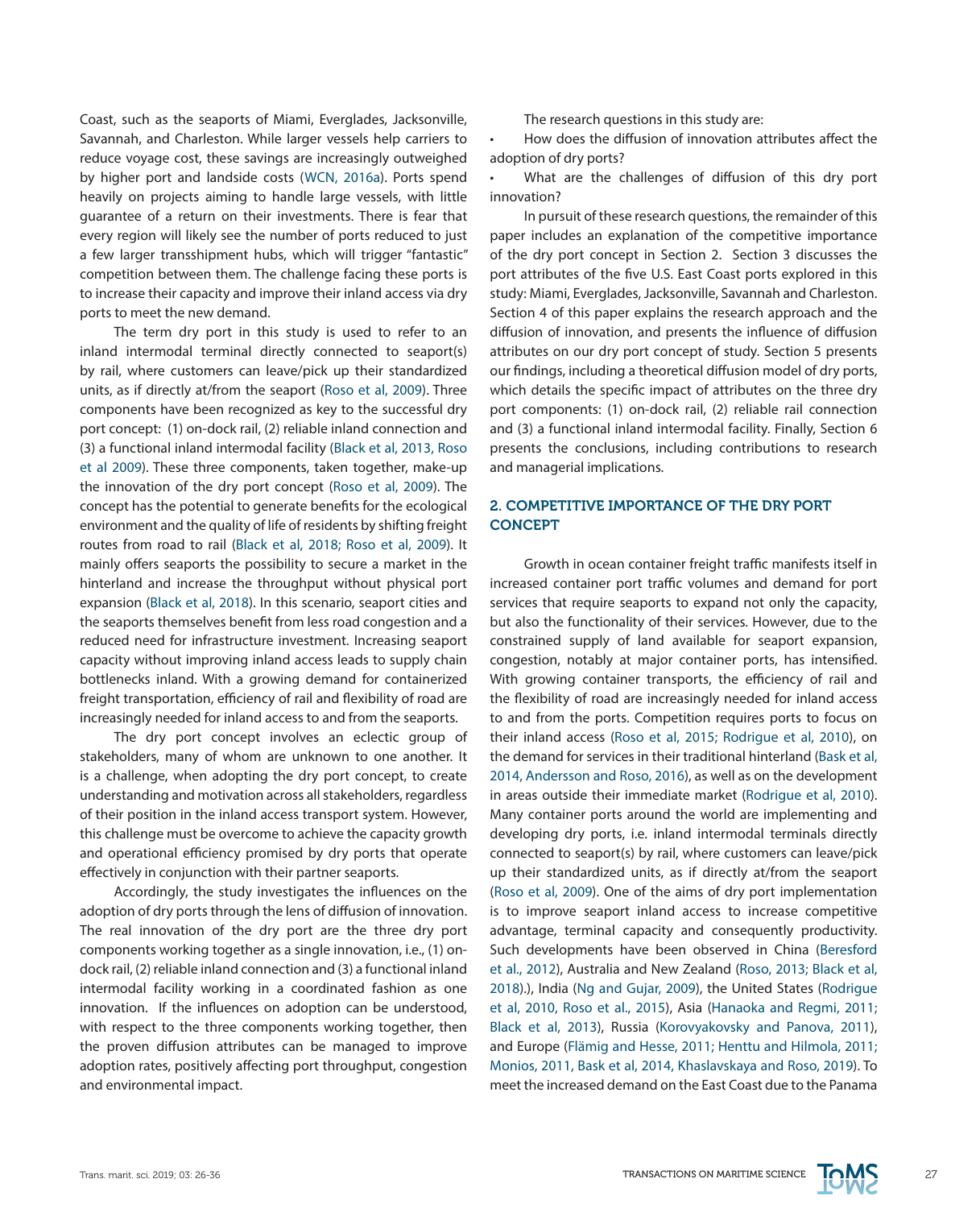Coast, such as the seaports of Miami, Everglades, Jacksonville, Savannah, and Charleston. While larger vessels help carriers to reduce voyage cost, these savings are increasingly outweighed by higher port and landside costs (WCN, 2016a). Ports spend heavily on projects aiming to handle large vessels, with little guarantee of a return on their investments. There is fear that every region will likely see the number of ports reduced to just a few larger transshipment hubs, which will trigger "fantastic" competition between them. The challenge facing these ports is to increase their capacity and improve their inland access via dry ports to meet the new demand.

The term dry port in this study is used to refer to an inland intermodal terminal directly connected to seaport(s) by rail, where customers can leave/pick up their standardized units, as if directly at/from the seaport (Roso et al, 2009). Three components have been recognized as key to the successful dry port concept: (1) on-dock rail, (2) reliable inland connection and (3) a functional inland intermodal facility (Black et al, 2013, Roso et al 2009). These three components, taken together, make-up the innovation of the dry port concept (Roso et al, 2009). The concept has the potential to generate benefits for the ecological environment and the quality of life of residents by shifting freight routes from road to rail (Black et al, 2018; Roso et al, 2009). It mainly offers seaports the possibility to secure a market in the hinterland and increase the throughput without physical port expansion (Black et al, 2018). In this scenario, seaport cities and the seaports themselves benefit from less road congestion and a reduced need for infrastructure investment. Increasing seaport capacity without improving inland access leads to supply chain bottlenecks inland. With a growing demand for containerized freight transportation, efficiency of rail and flexibility of road are increasingly needed for inland access to and from the seaports.

The dry port concept involves an eclectic group of stakeholders, many of whom are unknown to one another. It is a challenge, when adopting the dry port concept, to create understanding and motivation across all stakeholders, regardless of their position in the inland access transport system. However, this challenge must be overcome to achieve the capacity growth and operational efficiency promised by dry ports that operate effectively in conjunction with their partner seaports.

Accordingly, the study investigates the influences on the adoption of dry ports through the lens of diffusion of innovation. The real innovation of the dry port are the three dry port components working together as a single innovation, i.e., (1) on-dock rail, (2) reliable inland connection and (3) a functional inland intermodal facility working in a coordinated fashion as one innovation. If the influences on adoption can be understood, with respect to the three components working together, then the proven diffusion attributes can be managed to improve adoption rates, positively affecting port throughput, congestion and environmental impact.

The research questions in this study are:

- How does the diffusion of innovation attributes affect the adoption of dry ports?
- What are the challenges of diffusion of this dry port innovation?

In pursuit of these research questions, the remainder of this paper includes an explanation of the competitive importance of the dry port concept in Section 2. Section 3 discusses the port attributes of the five U.S. East Coast ports explored in this study: Miami, Everglades, Jacksonville, Savannah and Charleston. Section 4 of this paper explains the research approach and the diffusion of innovation, and presents the influence of diffusion attributes on our dry port concept of study. Section 5 presents our findings, including a theoretical diffusion model of dry ports, which details the specific impact of attributes on the three dry port components: (1) on-dock rail, (2) reliable rail connection and (3) a functional inland intermodal facility. Finally, Section 6 presents the conclusions, including contributions to research and managerial implications.

## 2. COMPETITIVE IMPORTANCE OF THE DRY PORT CONCEPT

Growth in ocean container freight traffic manifests itself in increased container port traffic volumes and demand for port services that require seaports to expand not only the capacity, but also the functionality of their services. However, due to the constrained supply of land available for seaport expansion, congestion, notably at major container ports, has intensified. With growing container transports, the efficiency of rail and the flexibility of road are increasingly needed for inland access to and from the ports. Competition requires ports to focus on their inland access (Roso et al, 2015; Rodrigue et al, 2010), on the demand for services in their traditional hinterland (Bask et al, 2014, Andersson and Roso, 2016), as well as on the development in areas outside their immediate market (Rodrigue et al, 2010). Many container ports around the world are implementing and developing dry ports, i.e. inland intermodal terminals directly connected to seaport(s) by rail, where customers can leave/pick up their standardized units, as if directly at/from the seaport (Roso et al, 2009). One of the aims of dry port implementation is to improve seaport inland access to increase competitive advantage, terminal capacity and consequently productivity. Such developments have been observed in China (Beresford et al., 2012), Australia and New Zealand (Roso, 2013; Black et al, 2018).), India (Ng and Gujar, 2009), the United States (Rodrigue et al, 2010, Roso et al., 2015), Asia (Hanaoka and Regmi, 2011; Black et al, 2013), Russia (Korovyakovsky and Panova, 2011), and Europe (Flämig and Hesse, 2011; Henttu and Hilmola, 2011; Monios, 2011, Bask et al, 2014, Khaslavskaya and Roso, 2019). To meet the increased demand on the East Coast due to the Panama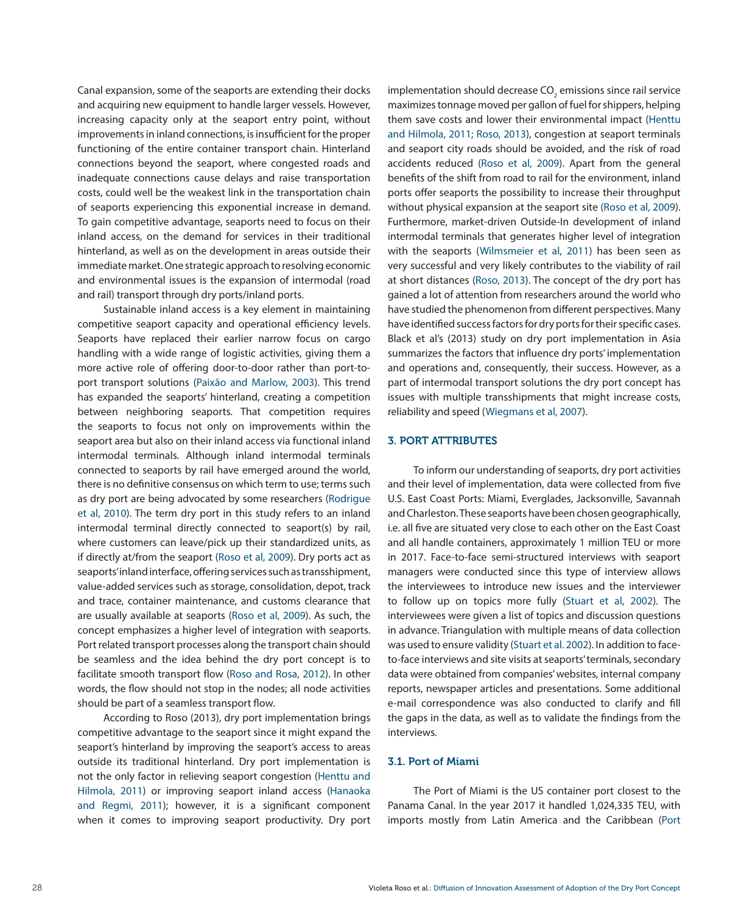Canal expansion, some of the seaports are extending their docks and acquiring new equipment to handle larger vessels. However, increasing capacity only at the seaport entry point, without improvements in inland connections, is insufficient for the proper functioning of the entire container transport chain. Hinterland connections beyond the seaport, where congested roads and inadequate connections cause delays and raise transportation costs, could well be the weakest link in the transportation chain of seaports experiencing this exponential increase in demand. To gain competitive advantage, seaports need to focus on their inland access, on the demand for services in their traditional hinterland, as well as on the development in areas outside their immediate market. One strategic approach to resolving economic and environmental issues is the expansion of intermodal (road and rail) transport through dry ports/inland ports.

Sustainable inland access is a key element in maintaining competitive seaport capacity and operational efficiency levels. Seaports have replaced their earlier narrow focus on cargo handling with a wide range of logistic activities, giving them a more active role of offering door-to-door rather than port-to-port transport solutions (Paixão and Marlow, 2003). This trend has expanded the seaports' hinterland, creating a competition between neighboring seaports. That competition requires the seaports to focus not only on improvements within the seaport area but also on their inland access via functional inland intermodal terminals. Although inland intermodal terminals connected to seaports by rail have emerged around the world, there is no definitive consensus on which term to use; terms such as dry port are being advocated by some researchers (Rodrigue et al, 2010). The term dry port in this study refers to an inland intermodal terminal directly connected to seaport(s) by rail, where customers can leave/pick up their standardized units, as if directly at/from the seaport (Roso et al, 2009). Dry ports act as seaports' inland interface, offering services such as transshipment, value-added services such as storage, consolidation, depot, track and trace, container maintenance, and customs clearance that are usually available at seaports (Roso et al, 2009). As such, the concept emphasizes a higher level of integration with seaports. Port related transport processes along the transport chain should be seamless and the idea behind the dry port concept is to facilitate smooth transport flow (Roso and Rosa, 2012). In other words, the flow should not stop in the nodes; all node activities should be part of a seamless transport flow.

According to Roso (2013), dry port implementation brings competitive advantage to the seaport since it might expand the seaport's hinterland by improving the seaport's access to areas outside its traditional hinterland. Dry port implementation is not the only factor in relieving seaport congestion (Henttu and Hilmola, 2011) or improving seaport inland access (Hanaoka and Regmi, 2011); however, it is a significant component when it comes to improving seaport productivity. Dry port implementation should decrease $CO_2$ emissions since rail service maximizes tonnage moved per gallon of fuel for shippers, helping them save costs and lower their environmental impact (Henttu and Hilmola, 2011; Roso, 2013), congestion at seaport terminals and seaport city roads should be avoided, and the risk of road accidents reduced (Roso et al, 2009). Apart from the general benefits of the shift from road to rail for the environment, inland ports offer seaports the possibility to increase their throughput without physical expansion at the seaport site (Roso et al, 2009). Furthermore, market-driven Outside-In development of inland intermodal terminals that generates higher level of integration with the seaports (Wilmsmeier et al, 2011) has been seen as very successful and very likely contributes to the viability of rail at short distances (Roso, 2013). The concept of the dry port has gained a lot of attention from researchers around the world who have studied the phenomenon from different perspectives. Many have identified success factors for dry ports for their specific cases. Black et al's (2013) study on dry port implementation in Asia summarizes the factors that influence dry ports' implementation and operations and, consequently, their success. However, as a part of intermodal transport solutions the dry port concept has issues with multiple transshipments that might increase costs, reliability and speed (Wiegmans et al, 2007).

## 3. PORT ATTRIBUTES

To inform our understanding of seaports, dry port activities and their level of implementation, data were collected from five U.S. East Coast Ports: Miami, Everglades, Jacksonville, Savannah and Charleston. These seaports have been chosen geographically, i.e. all five are situated very close to each other on the East Coast and all handle containers, approximately 1 million TEU or more in 2017. Face-to-face semi-structured interviews with seaport managers were conducted since this type of interview allows the interviewees to introduce new issues and the interviewer to follow up on topics more fully (Stuart et al, 2002). The interviewees were given a list of topics and discussion questions in advance. Triangulation with multiple means of data collection was used to ensure validity (Stuart et al. 2002). In addition to face-to-face interviews and site visits at seaports' terminals, secondary data were obtained from companies' websites, internal company reports, newspaper articles and presentations. Some additional e-mail correspondence was also conducted to clarify and fill the gaps in the data, as well as to validate the findings from the interviews.

### 3.1. Port of Miami

The Port of Miami is the US container port closest to the Panama Canal. In the year 2017 it handled 1,024,335 TEU, with imports mostly from Latin America and the Caribbean (Port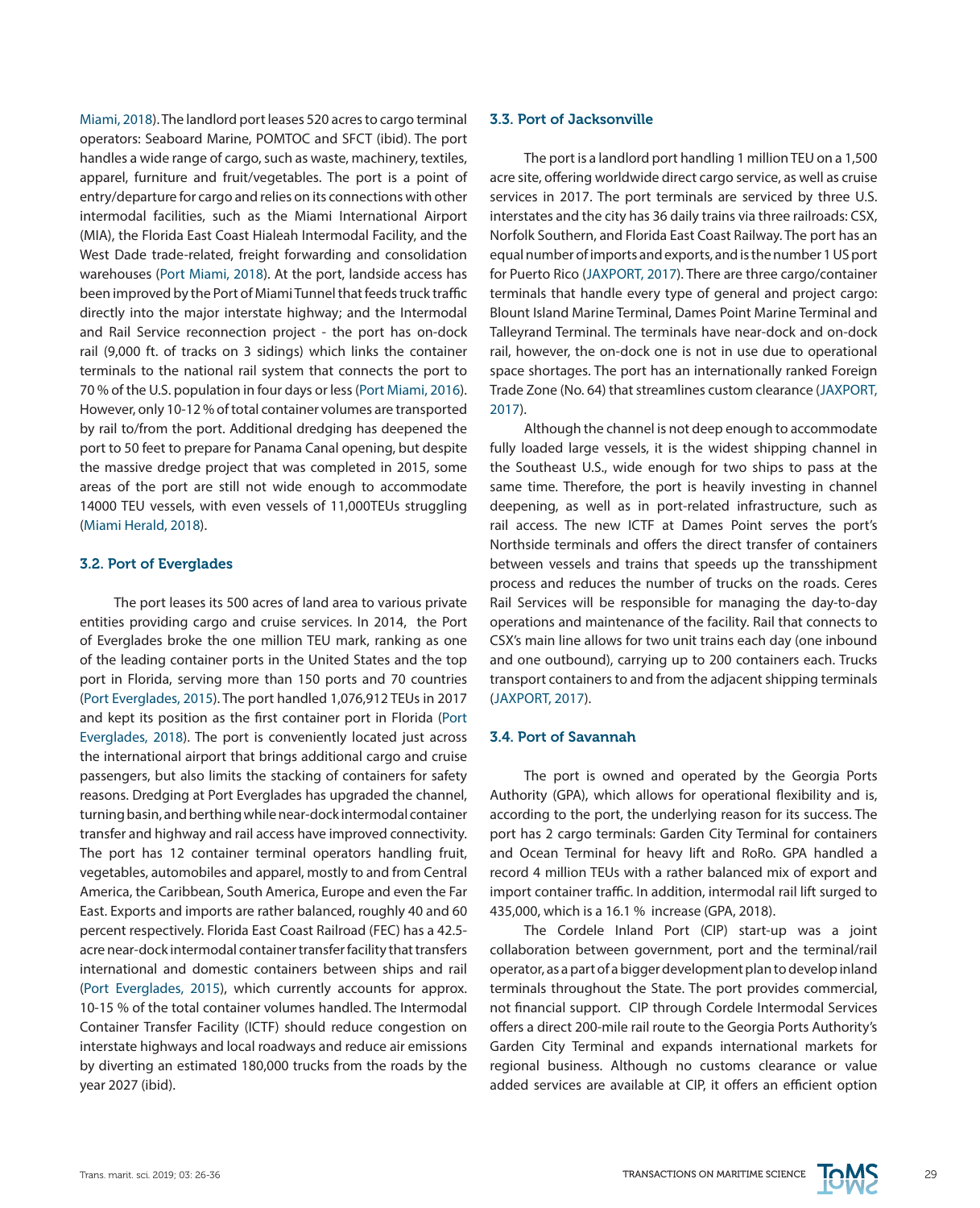Miami, 2018). The landlord port leases 520 acres to cargo terminal operators: Seaboard Marine, POMTOC and SFCT (ibid). The port handles a wide range of cargo, such as waste, machinery, textiles, apparel, furniture and fruit/vegetables. The port is a point of entry/departure for cargo and relies on its connections with other intermodal facilities, such as the Miami International Airport (MIA), the Florida East Coast Hialeah Intermodal Facility, and the West Dade trade-related, freight forwarding and consolidation warehouses (Port Miami, 2018). At the port, landside access has been improved by the Port of Miami Tunnel that feeds truck traffic directly into the major interstate highway; and the Intermodal and Rail Service reconnection project - the port has on-dock rail (9,000 ft. of tracks on 3 sidings) which links the container terminals to the national rail system that connects the port to 70 % of the U.S. population in four days or less (Port Miami, 2016). However, only 10-12 % of total container volumes are transported by rail to/from the port. Additional dredging has deepened the port to 50 feet to prepare for Panama Canal opening, but despite the massive dredge project that was completed in 2015, some areas of the port are still not wide enough to accommodate 14000 TEU vessels, with even vessels of 11,000TEUs struggling (Miami Herald, 2018).

### 3.2. Port of Everglades

The port leases its 500 acres of land area to various private entities providing cargo and cruise services. In 2014, the Port of Everglades broke the one million TEU mark, ranking as one of the leading container ports in the United States and the top port in Florida, serving more than 150 ports and 70 countries (Port Everglades, 2015). The port handled 1,076,912 TEUs in 2017 and kept its position as the first container port in Florida (Port Everglades, 2018). The port is conveniently located just across the international airport that brings additional cargo and cruise passengers, but also limits the stacking of containers for safety reasons. Dredging at Port Everglades has upgraded the channel, turning basin, and berthing while near-dock intermodal container transfer and highway and rail access have improved connectivity. The port has 12 container terminal operators handling fruit, vegetables, automobiles and apparel, mostly to and from Central America, the Caribbean, South America, Europe and even the Far East. Exports and imports are rather balanced, roughly 40 and 60 percent respectively. Florida East Coast Railroad (FEC) has a 42.5-acre near-dock intermodal container transfer facility that transfers international and domestic containers between ships and rail (Port Everglades, 2015), which currently accounts for approx. 10-15 % of the total container volumes handled. The Intermodal Container Transfer Facility (ICTF) should reduce congestion on interstate highways and local roadways and reduce air emissions by diverting an estimated 180,000 trucks from the roads by the year 2027 (ibid).

### 3.3. Port of Jacksonville

The port is a landlord port handling 1 million TEU on a 1,500 acre site, offering worldwide direct cargo service, as well as cruise services in 2017. The port terminals are serviced by three U.S. interstates and the city has 36 daily trains via three railroads: CSX, Norfolk Southern, and Florida East Coast Railway. The port has an equal number of imports and exports, and is the number 1 US port for Puerto Rico (JAXPORT, 2017). There are three cargo/container terminals that handle every type of general and project cargo: Blount Island Marine Terminal, Dames Point Marine Terminal and Talleyrand Terminal. The terminals have near-dock and on-dock rail, however, the on-dock one is not in use due to operational space shortages. The port has an internationally ranked Foreign Trade Zone (No. 64) that streamlines custom clearance (JAXPORT, 2017).

Although the channel is not deep enough to accommodate fully loaded large vessels, it is the widest shipping channel in the Southeast U.S., wide enough for two ships to pass at the same time. Therefore, the port is heavily investing in channel deepening, as well as in port-related infrastructure, such as rail access. The new ICTF at Dames Point serves the port's Northside terminals and offers the direct transfer of containers between vessels and trains that speeds up the transshipment process and reduces the number of trucks on the roads. Ceres Rail Services will be responsible for managing the day-to-day operations and maintenance of the facility. Rail that connects to CSX's main line allows for two unit trains each day (one inbound and one outbound), carrying up to 200 containers each. Trucks transport containers to and from the adjacent shipping terminals (JAXPORT, 2017).

### 3.4. Port of Savannah

The port is owned and operated by the Georgia Ports Authority (GPA), which allows for operational flexibility and is, according to the port, the underlying reason for its success. The port has 2 cargo terminals: Garden City Terminal for containers and Ocean Terminal for heavy lift and RoRo. GPA handled a record 4 million TEUs with a rather balanced mix of export and import container traffic. In addition, intermodal rail lift surged to 435,000, which is a 16.1 % increase (GPA, 2018).

The Cordele Inland Port (CIP) start-up was a joint collaboration between government, port and the terminal/rail operator, as a part of a bigger development plan to develop inland terminals throughout the State. The port provides commercial, not financial support. CIP through Cordele Intermodal Services offers a direct 200-mile rail route to the Georgia Ports Authority's Garden City Terminal and expands international markets for regional business. Although no customs clearance or value added services are available at CIP, it offers an efficient option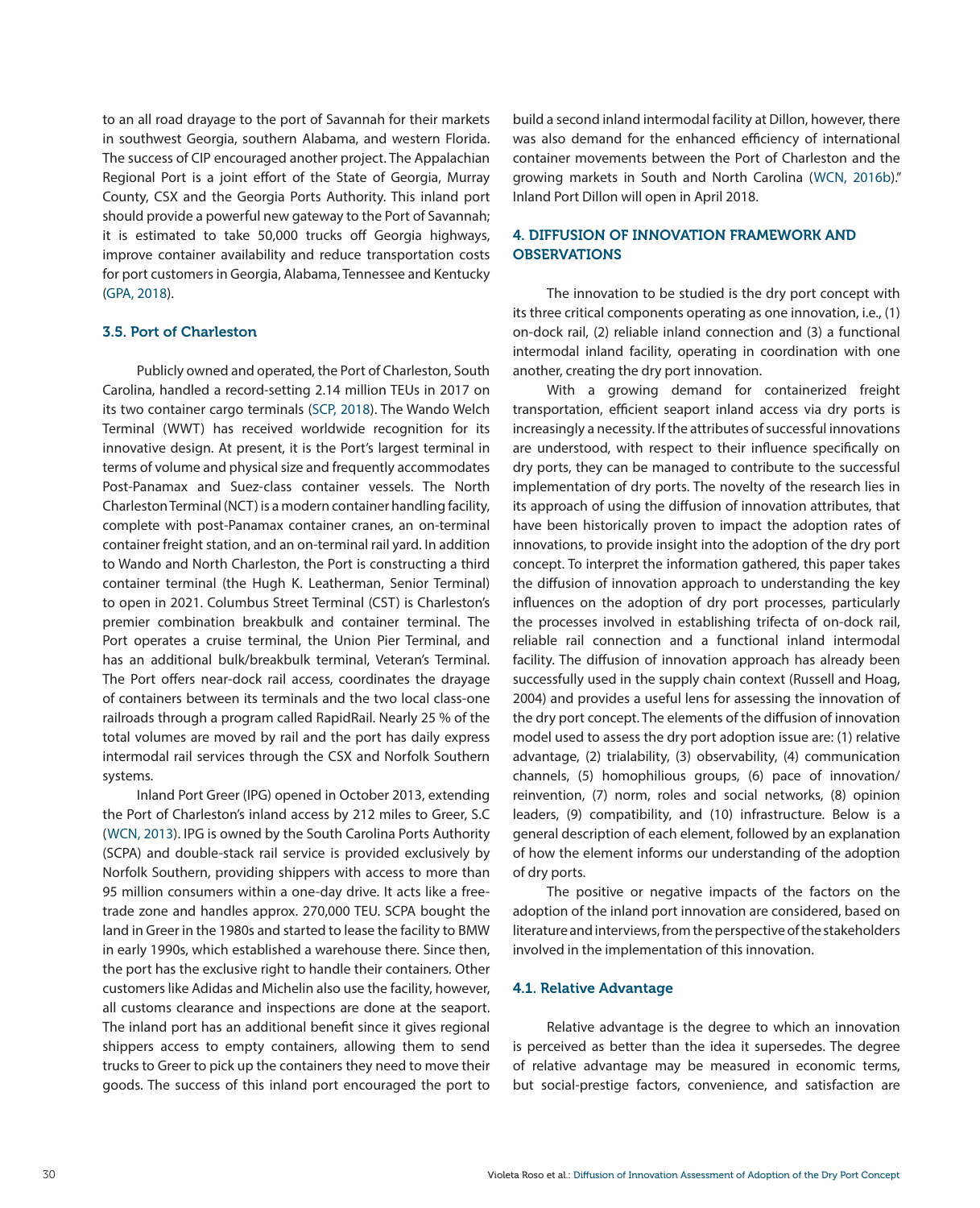to an all road drayage to the port of Savannah for their markets in southwest Georgia, southern Alabama, and western Florida. The success of CIP encouraged another project. The Appalachian Regional Port is a joint effort of the State of Georgia, Murray County, CSX and the Georgia Ports Authority. This inland port should provide a powerful new gateway to the Port of Savannah; it is estimated to take 50,000 trucks off Georgia highways, improve container availability and reduce transportation costs for port customers in Georgia, Alabama, Tennessee and Kentucky (GPA, 2018).

### 3.5. Port of Charleston

Publicly owned and operated, the Port of Charleston, South Carolina, handled a record-setting 2.14 million TEUs in 2017 on its two container cargo terminals (SCP, 2018). The Wando Welch Terminal (WWT) has received worldwide recognition for its innovative design. At present, it is the Port's largest terminal in terms of volume and physical size and frequently accommodates Post-Panamax and Suez-class container vessels. The North Charleston Terminal (NCT) is a modern container handling facility, complete with post-Panamax container cranes, an on-terminal container freight station, and an on-terminal rail yard. In addition to Wando and North Charleston, the Port is constructing a third container terminal (the Hugh K. Leatherman, Senior Terminal) to open in 2021. Columbus Street Terminal (CST) is Charleston's premier combination breakbulk and container terminal. The Port operates a cruise terminal, the Union Pier Terminal, and has an additional bulk/breakbulk terminal, Veteran's Terminal. The Port offers near-dock rail access, coordinates the drayage of containers between its terminals and the two local class-one railroads through a program called RapidRail. Nearly 25 % of the total volumes are moved by rail and the port has daily express intermodal rail services through the CSX and Norfolk Southern systems.

Inland Port Greer (IPG) opened in October 2013, extending the Port of Charleston's inland access by 212 miles to Greer, S.C (WCN, 2013). IPG is owned by the South Carolina Ports Authority (SCPA) and double-stack rail service is provided exclusively by Norfolk Southern, providing shippers with access to more than 95 million consumers within a one-day drive. It acts like a free-trade zone and handles approx. 270,000 TEU. SCPA bought the land in Greer in the 1980s and started to lease the facility to BMW in early 1990s, which established a warehouse there. Since then, the port has the exclusive right to handle their containers. Other customers like Adidas and Michelin also use the facility, however, all customs clearance and inspections are done at the seaport. The inland port has an additional benefit since it gives regional shippers access to empty containers, allowing them to send trucks to Greer to pick up the containers they need to move their goods. The success of this inland port encouraged the port to build a second inland intermodal facility at Dillon, however, there was also demand for the enhanced efficiency of international container movements between the Port of Charleston and the growing markets in South and North Carolina (WCN, 2016b)." Inland Port Dillon will open in April 2018.

## 4. DIFFUSION OF INNOVATION FRAMEWORK AND OBSERVATIONS

The innovation to be studied is the dry port concept with its three critical components operating as one innovation, i.e., (1) on-dock rail, (2) reliable inland connection and (3) a functional intermodal inland facility, operating in coordination with one another, creating the dry port innovation.

With a growing demand for containerized freight transportation, efficient seaport inland access via dry ports is increasingly a necessity. If the attributes of successful innovations are understood, with respect to their influence specifically on dry ports, they can be managed to contribute to the successful implementation of dry ports. The novelty of the research lies in its approach of using the diffusion of innovation attributes, that have been historically proven to impact the adoption rates of innovations, to provide insight into the adoption of the dry port concept. To interpret the information gathered, this paper takes the diffusion of innovation approach to understanding the key influences on the adoption of dry port processes, particularly the processes involved in establishing trifecta of on-dock rail, reliable rail connection and a functional inland intermodal facility. The diffusion of innovation approach has already been successfully used in the supply chain context (Russell and Hoag, 2004) and provides a useful lens for assessing the innovation of the dry port concept. The elements of the diffusion of innovation model used to assess the dry port adoption issue are: (1) relative advantage, (2) trialability, (3) observability, (4) communication channels, (5) homophilious groups, (6) pace of innovation/reinvention, (7) norm, roles and social networks, (8) opinion leaders, (9) compatibility, and (10) infrastructure. Below is a general description of each element, followed by an explanation of how the element informs our understanding of the adoption of dry ports.

The positive or negative impacts of the factors on the adoption of the inland port innovation are considered, based on literature and interviews, from the perspective of the stakeholders involved in the implementation of this innovation.

### 4.1. Relative Advantage

Relative advantage is the degree to which an innovation is perceived as better than the idea it supersedes. The degree of relative advantage may be measured in economic terms, but social-prestige factors, convenience, and satisfaction are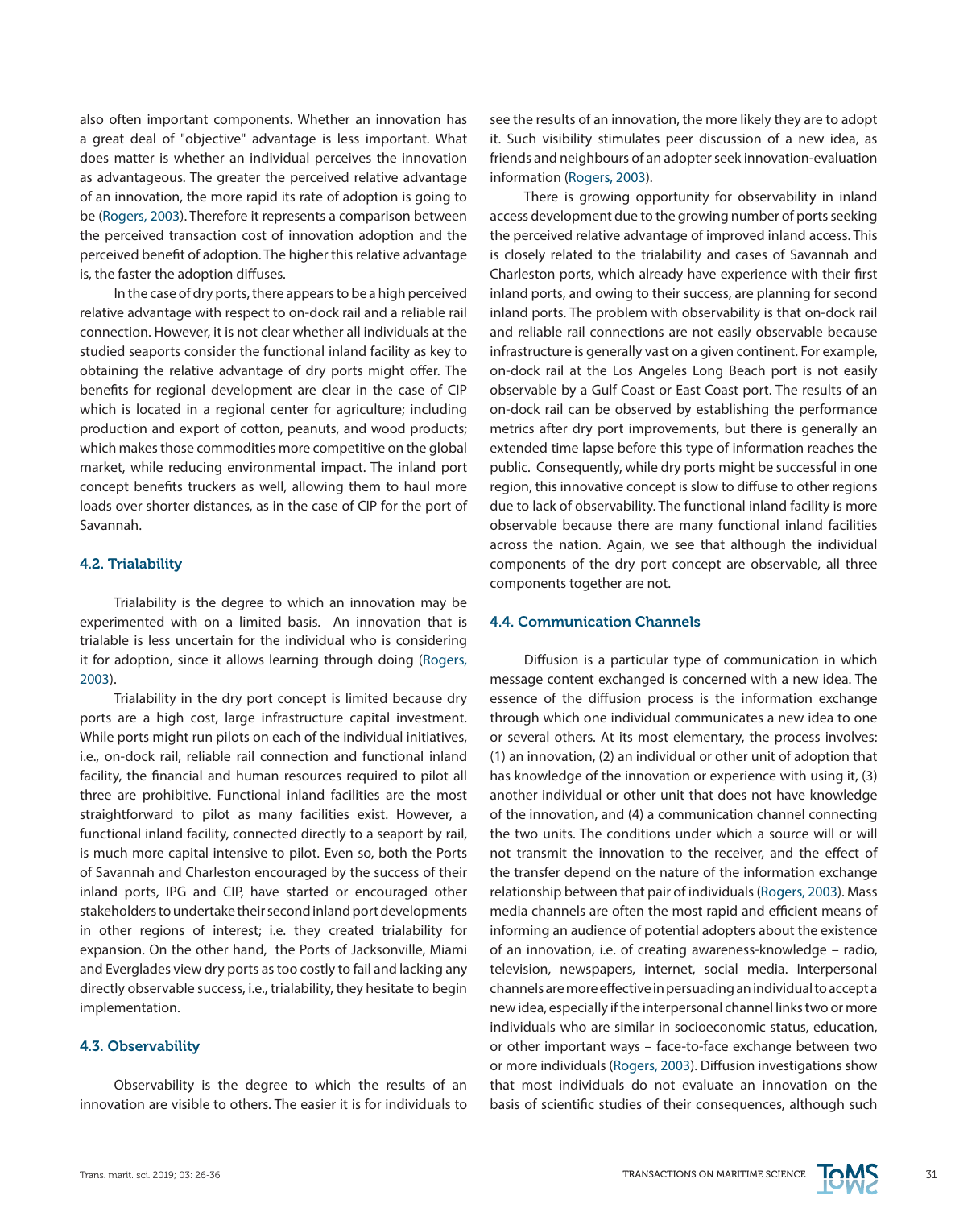also often important components. Whether an innovation has a great deal of "objective" advantage is less important. What does matter is whether an individual perceives the innovation as advantageous. The greater the perceived relative advantage of an innovation, the more rapid its rate of adoption is going to be (Rogers, 2003). Therefore it represents a comparison between the perceived transaction cost of innovation adoption and the perceived benefit of adoption. The higher this relative advantage is, the faster the adoption diffuses.

In the case of dry ports, there appears to be a high perceived relative advantage with respect to on-dock rail and a reliable rail connection. However, it is not clear whether all individuals at the studied seaports consider the functional inland facility as key to obtaining the relative advantage of dry ports might offer. The benefits for regional development are clear in the case of CIP which is located in a regional center for agriculture; including production and export of cotton, peanuts, and wood products; which makes those commodities more competitive on the global market, while reducing environmental impact. The inland port concept benefits truckers as well, allowing them to haul more loads over shorter distances, as in the case of CIP for the port of Savannah.

### 4.2. Trialability

Trialability is the degree to which an innovation may be experimented with on a limited basis. An innovation that is trialable is less uncertain for the individual who is considering it for adoption, since it allows learning through doing (Rogers, 2003).

Trialability in the dry port concept is limited because dry ports are a high cost, large infrastructure capital investment. While ports might run pilots on each of the individual initiatives, i.e., on-dock rail, reliable rail connection and functional inland facility, the financial and human resources required to pilot all three are prohibitive. Functional inland facilities are the most straightforward to pilot as many facilities exist. However, a functional inland facility, connected directly to a seaport by rail, is much more capital intensive to pilot. Even so, both the Ports of Savannah and Charleston encouraged by the success of their inland ports, IPG and CIP, have started or encouraged other stakeholders to undertake their second inland port developments in other regions of interest; i.e. they created trialability for expansion. On the other hand, the Ports of Jacksonville, Miami and Everglades view dry ports as too costly to fail and lacking any directly observable success, i.e., trialability, they hesitate to begin implementation.

### 4.3. Observability

Observability is the degree to which the results of an innovation are visible to others. The easier it is for individuals to see the results of an innovation, the more likely they are to adopt it. Such visibility stimulates peer discussion of a new idea, as friends and neighbours of an adopter seek innovation-evaluation information (Rogers, 2003).

There is growing opportunity for observability in inland access development due to the growing number of ports seeking the perceived relative advantage of improved inland access. This is closely related to the trialability and cases of Savannah and Charleston ports, which already have experience with their first inland ports, and owing to their success, are planning for second inland ports. The problem with observability is that on-dock rail and reliable rail connections are not easily observable because infrastructure is generally vast on a given continent. For example, on-dock rail at the Los Angeles Long Beach port is not easily observable by a Gulf Coast or East Coast port. The results of an on-dock rail can be observed by establishing the performance metrics after dry port improvements, but there is generally an extended time lapse before this type of information reaches the public. Consequently, while dry ports might be successful in one region, this innovative concept is slow to diffuse to other regions due to lack of observability. The functional inland facility is more observable because there are many functional inland facilities across the nation. Again, we see that although the individual components of the dry port concept are observable, all three components together are not.

### 4.4. Communication Channels

Diffusion is a particular type of communication in which message content exchanged is concerned with a new idea. The essence of the diffusion process is the information exchange through which one individual communicates a new idea to one or several others. At its most elementary, the process involves: (1) an innovation, (2) an individual or other unit of adoption that has knowledge of the innovation or experience with using it, (3) another individual or other unit that does not have knowledge of the innovation, and (4) a communication channel connecting the two units. The conditions under which a source will or will not transmit the innovation to the receiver, and the effect of the transfer depend on the nature of the information exchange relationship between that pair of individuals (Rogers, 2003). Mass media channels are often the most rapid and efficient means of informing an audience of potential adopters about the existence of an innovation, i.e. of creating awareness-knowledge – radio, television, newspapers, internet, social media. Interpersonal channels are more effective in persuading an individual to accept a new idea, especially if the interpersonal channel links two or more individuals who are similar in socioeconomic status, education, or other important ways – face-to-face exchange between two or more individuals (Rogers, 2003). Diffusion investigations show that most individuals do not evaluate an innovation on the basis of scientific studies of their consequences, although such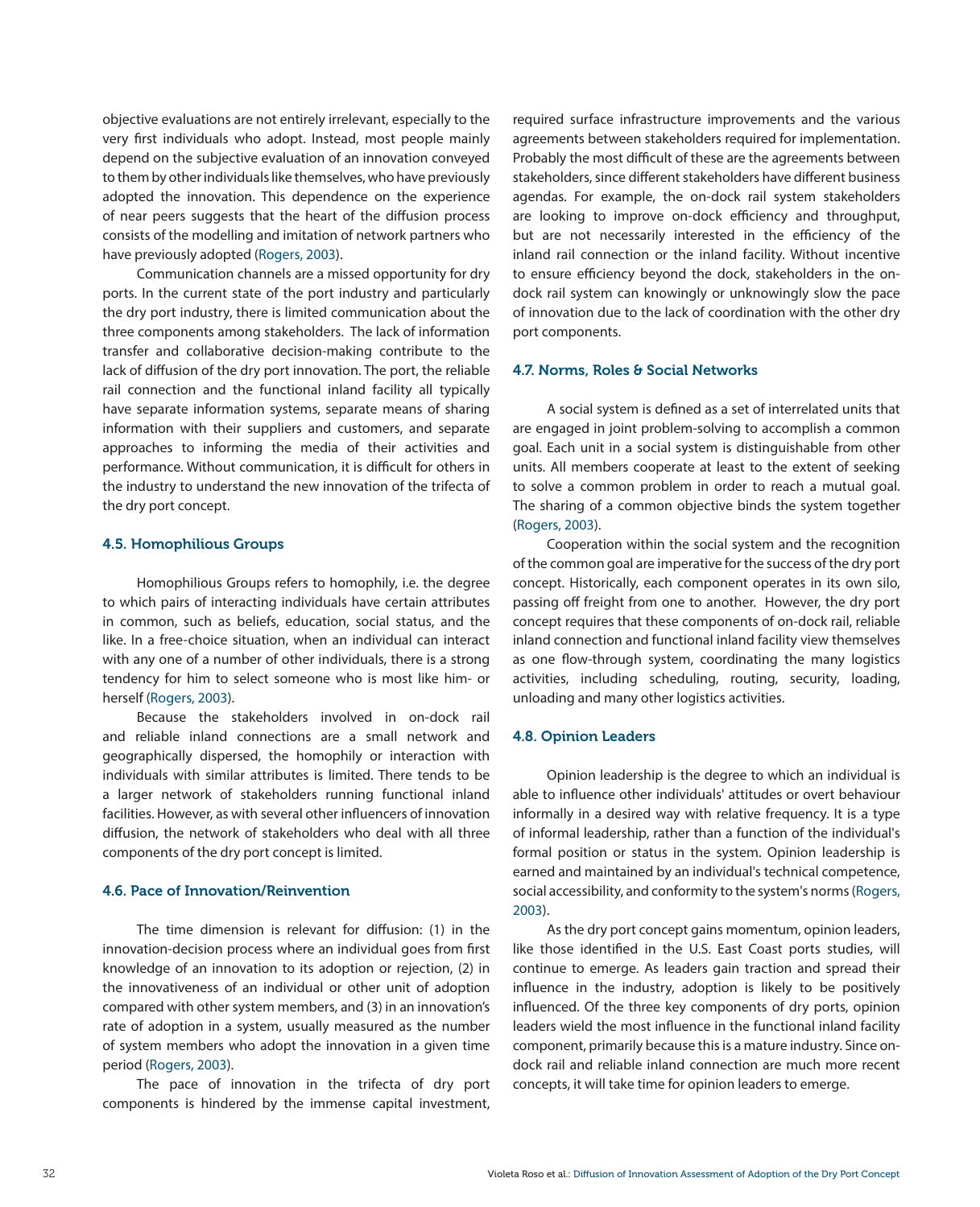objective evaluations are not entirely irrelevant, especially to the very first individuals who adopt. Instead, most people mainly depend on the subjective evaluation of an innovation conveyed to them by other individuals like themselves, who have previously adopted the innovation. This dependence on the experience of near peers suggests that the heart of the diffusion process consists of the modelling and imitation of network partners who have previously adopted (Rogers, 2003).

Communication channels are a missed opportunity for dry ports. In the current state of the port industry and particularly the dry port industry, there is limited communication about the three components among stakeholders. The lack of information transfer and collaborative decision-making contribute to the lack of diffusion of the dry port innovation. The port, the reliable rail connection and the functional inland facility all typically have separate information systems, separate means of sharing information with their suppliers and customers, and separate approaches to informing the media of their activities and performance. Without communication, it is difficult for others in the industry to understand the new innovation of the trifecta of the dry port concept.

### 4.5. Homophilious Groups

Homophilious Groups refers to homophily, i.e. the degree to which pairs of interacting individuals have certain attributes in common, such as beliefs, education, social status, and the like. In a free-choice situation, when an individual can interact with any one of a number of other individuals, there is a strong tendency for him to select someone who is most like him- or herself (Rogers, 2003).

Because the stakeholders involved in on-dock rail and reliable inland connections are a small network and geographically dispersed, the homophily or interaction with individuals with similar attributes is limited. There tends to be a larger network of stakeholders running functional inland facilities. However, as with several other influencers of innovation diffusion, the network of stakeholders who deal with all three components of the dry port concept is limited.

### 4.6. Pace of Innovation/Reinvention

The time dimension is relevant for diffusion: (1) in the innovation-decision process where an individual goes from first knowledge of an innovation to its adoption or rejection, (2) in the innovativeness of an individual or other unit of adoption compared with other system members, and (3) in an innovation's rate of adoption in a system, usually measured as the number of system members who adopt the innovation in a given time period (Rogers, 2003).

The pace of innovation in the trifecta of dry port components is hindered by the immense capital investment, required surface infrastructure improvements and the various agreements between stakeholders required for implementation. Probably the most difficult of these are the agreements between stakeholders, since different stakeholders have different business agendas. For example, the on-dock rail system stakeholders are looking to improve on-dock efficiency and throughput, but are not necessarily interested in the efficiency of the inland rail connection or the inland facility. Without incentive to ensure efficiency beyond the dock, stakeholders in the on-dock rail system can knowingly or unknowingly slow the pace of innovation due to the lack of coordination with the other dry port components.

### 4.7. Norms, Roles & Social Networks

A social system is defined as a set of interrelated units that are engaged in joint problem-solving to accomplish a common goal. Each unit in a social system is distinguishable from other units. All members cooperate at least to the extent of seeking to solve a common problem in order to reach a mutual goal. The sharing of a common objective binds the system together (Rogers, 2003).

Cooperation within the social system and the recognition of the common goal are imperative for the success of the dry port concept. Historically, each component operates in its own silo, passing off freight from one to another. However, the dry port concept requires that these components of on-dock rail, reliable inland connection and functional inland facility view themselves as one flow-through system, coordinating the many logistics activities, including scheduling, routing, security, loading, unloading and many other logistics activities.

### 4.8. Opinion Leaders

Opinion leadership is the degree to which an individual is able to influence other individuals' attitudes or overt behaviour informally in a desired way with relative frequency. It is a type of informal leadership, rather than a function of the individual's formal position or status in the system. Opinion leadership is earned and maintained by an individual's technical competence, social accessibility, and conformity to the system's norms (Rogers, 2003).

As the dry port concept gains momentum, opinion leaders, like those identified in the U.S. East Coast ports studies, will continue to emerge. As leaders gain traction and spread their influence in the industry, adoption is likely to be positively influenced. Of the three key components of dry ports, opinion leaders wield the most influence in the functional inland facility component, primarily because this is a mature industry. Since on-dock rail and reliable inland connection are much more recent concepts, it will take time for opinion leaders to emerge.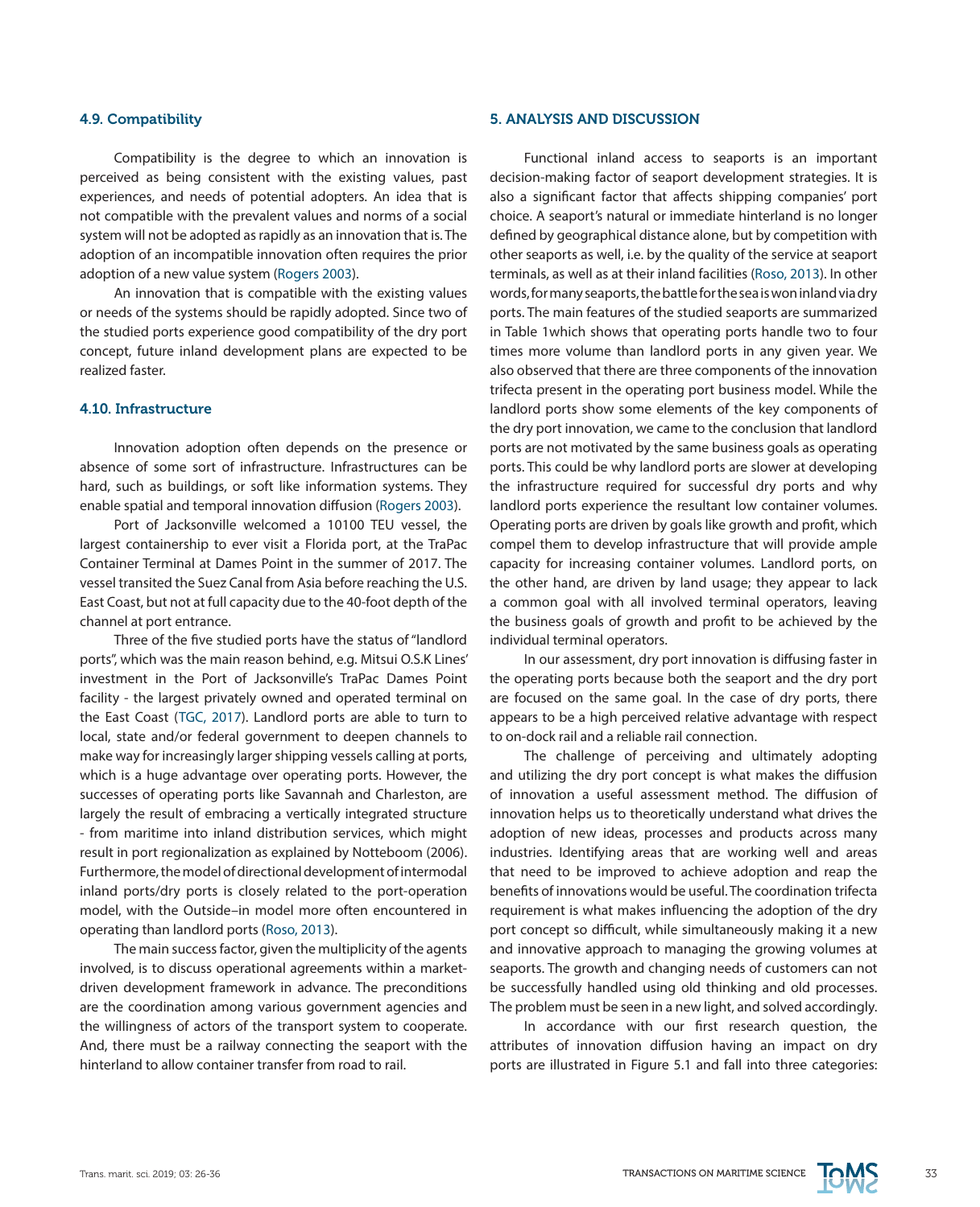### 4.9. Compatibility

Compatibility is the degree to which an innovation is perceived as being consistent with the existing values, past experiences, and needs of potential adopters. An idea that is not compatible with the prevalent values and norms of a social system will not be adopted as rapidly as an innovation that is. The adoption of an incompatible innovation often requires the prior adoption of a new value system (Rogers 2003).

An innovation that is compatible with the existing values or needs of the systems should be rapidly adopted. Since two of the studied ports experience good compatibility of the dry port concept, future inland development plans are expected to be realized faster.

### 4.10. Infrastructure

Innovation adoption often depends on the presence or absence of some sort of infrastructure. Infrastructures can be hard, such as buildings, or soft like information systems. They enable spatial and temporal innovation diffusion (Rogers 2003).

Port of Jacksonville welcomed a 10100 TEU vessel, the largest containership to ever visit a Florida port, at the TraPac Container Terminal at Dames Point in the summer of 2017. The vessel transited the Suez Canal from Asia before reaching the U.S. East Coast, but not at full capacity due to the 40-foot depth of the channel at port entrance.

Three of the five studied ports have the status of "landlord ports", which was the main reason behind, e.g. Mitsui O.S.K Lines' investment in the Port of Jacksonville's TraPac Dames Point facility - the largest privately owned and operated terminal on the East Coast (TGC, 2017). Landlord ports are able to turn to local, state and/or federal government to deepen channels to make way for increasingly larger shipping vessels calling at ports, which is a huge advantage over operating ports. However, the successes of operating ports like Savannah and Charleston, are largely the result of embracing a vertically integrated structure - from maritime into inland distribution services, which might result in port regionalization as explained by Notteboom (2006). Furthermore, the model of directional development of intermodal inland ports/dry ports is closely related to the port-operation model, with the Outside–in model more often encountered in operating than landlord ports (Roso, 2013).

The main success factor, given the multiplicity of the agents involved, is to discuss operational agreements within a market-driven development framework in advance. The preconditions are the coordination among various government agencies and the willingness of actors of the transport system to cooperate. And, there must be a railway connecting the seaport with the hinterland to allow container transfer from road to rail.

## 5. ANALYSIS AND DISCUSSION

Functional inland access to seaports is an important decision-making factor of seaport development strategies. It is also a significant factor that affects shipping companies' port choice. A seaport's natural or immediate hinterland is no longer defined by geographical distance alone, but by competition with other seaports as well, i.e. by the quality of the service at seaport terminals, as well as at their inland facilities (Roso, 2013). In other words, for many seaports, the battle for the sea is won inland via dry ports. The main features of the studied seaports are summarized in Table 1which shows that operating ports handle two to four times more volume than landlord ports in any given year. We also observed that there are three components of the innovation trifecta present in the operating port business model. While the landlord ports show some elements of the key components of the dry port innovation, we came to the conclusion that landlord ports are not motivated by the same business goals as operating ports. This could be why landlord ports are slower at developing the infrastructure required for successful dry ports and why landlord ports experience the resultant low container volumes. Operating ports are driven by goals like growth and profit, which compel them to develop infrastructure that will provide ample capacity for increasing container volumes. Landlord ports, on the other hand, are driven by land usage; they appear to lack a common goal with all involved terminal operators, leaving the business goals of growth and profit to be achieved by the individual terminal operators.

In our assessment, dry port innovation is diffusing faster in the operating ports because both the seaport and the dry port are focused on the same goal. In the case of dry ports, there appears to be a high perceived relative advantage with respect to on-dock rail and a reliable rail connection.

The challenge of perceiving and ultimately adopting and utilizing the dry port concept is what makes the diffusion of innovation a useful assessment method. The diffusion of innovation helps us to theoretically understand what drives the adoption of new ideas, processes and products across many industries. Identifying areas that are working well and areas that need to be improved to achieve adoption and reap the benefits of innovations would be useful. The coordination trifecta requirement is what makes influencing the adoption of the dry port concept so difficult, while simultaneously making it a new and innovative approach to managing the growing volumes at seaports. The growth and changing needs of customers can not be successfully handled using old thinking and old processes. The problem must be seen in a new light, and solved accordingly.

In accordance with our first research question, the attributes of innovation diffusion having an impact on dry ports are illustrated in Figure 5.1 and fall into three categories: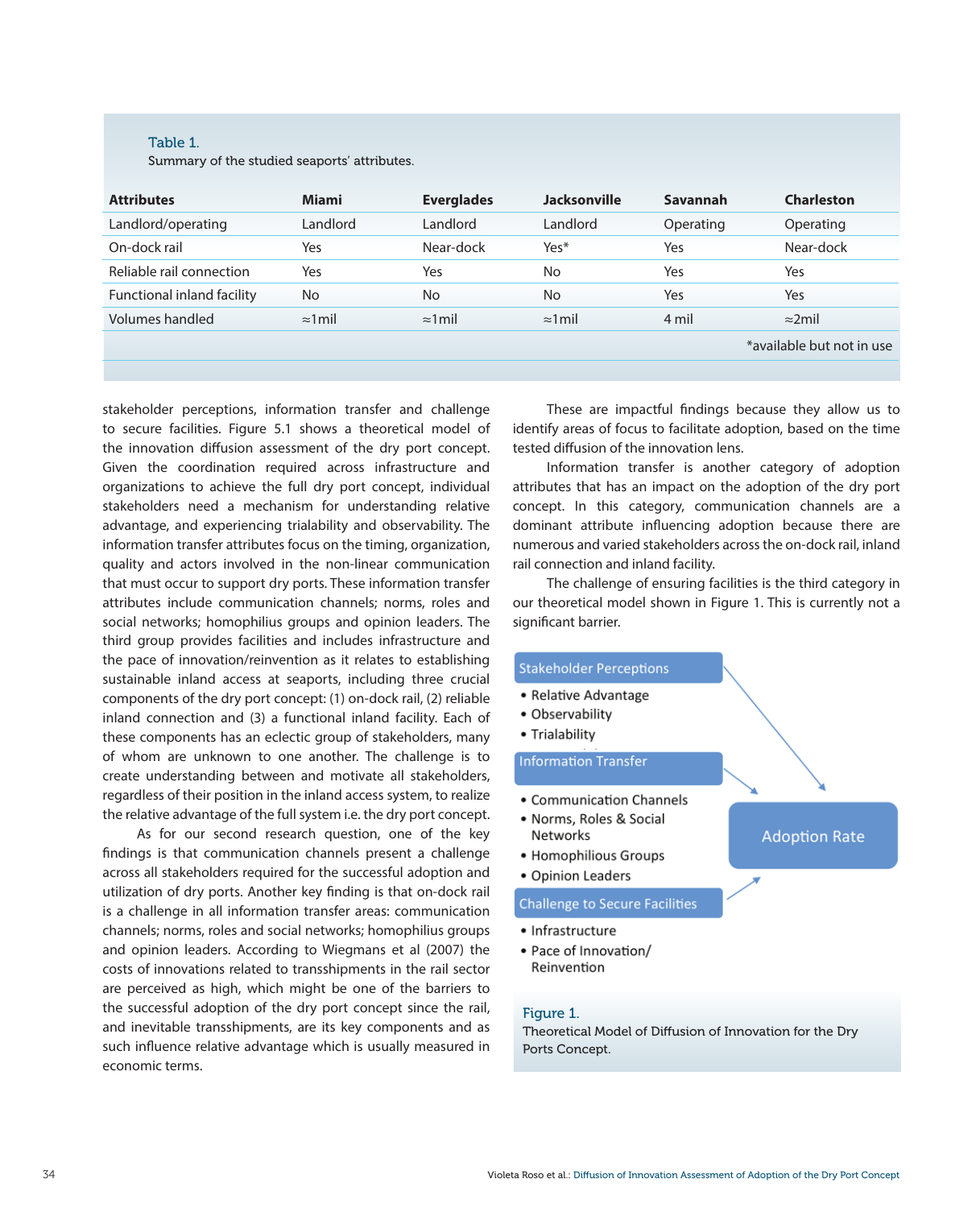Table 1.
Summary of the studied seaports' attributes.

| Attributes | Miami | Everglades | Jacksonville | Savannah | Charleston |
|---|---|---|---|---|---|
| Landlord/operating | Landlord | Landlord | Landlord | Operating | Operating |
| On-dock rail | Yes | Near-dock | Yes* | Yes | Near-dock |
| Reliable rail connection | Yes | Yes | No | Yes | Yes |
| Functional inland facility | No | No | No | Yes | Yes |
| Volumes handled | ≈1mil | ≈1mil | ≈1mil | 4 mil | ≈2mil |

*available but not in use

stakeholder perceptions, information transfer and challenge to secure facilities. Figure 5.1 shows a theoretical model of the innovation diffusion assessment of the dry port concept. Given the coordination required across infrastructure and organizations to achieve the full dry port concept, individual stakeholders need a mechanism for understanding relative advantage, and experiencing trialability and observability. The information transfer attributes focus on the timing, organization, quality and actors involved in the non-linear communication that must occur to support dry ports. These information transfer attributes include communication channels; norms, roles and social networks; homophilius groups and opinion leaders. The third group provides facilities and includes infrastructure and the pace of innovation/reinvention as it relates to establishing sustainable inland access at seaports, including three crucial components of the dry port concept: (1) on-dock rail, (2) reliable inland connection and (3) a functional inland facility. Each of these components has an eclectic group of stakeholders, many of whom are unknown to one another. The challenge is to create understanding between and motivate all stakeholders, regardless of their position in the inland access system, to realize the relative advantage of the full system i.e. the dry port concept.

As for our second research question, one of the key findings is that communication channels present a challenge across all stakeholders required for the successful adoption and utilization of dry ports. Another key finding is that on-dock rail is a challenge in all information transfer areas: communication channels; norms, roles and social networks; homophilius groups and opinion leaders. According to Wiegmans et al (2007) the costs of innovations related to transshipments in the rail sector are perceived as high, which might be one of the barriers to the successful adoption of the dry port concept since the rail, and inevitable transshipments, are its key components and as such influence relative advantage which is usually measured in economic terms.

These are impactful findings because they allow us to identify areas of focus to facilitate adoption, based on the time tested diffusion of the innovation lens.

Information transfer is another category of adoption attributes that has an impact on the adoption of the dry port concept. In this category, communication channels are a dominant attribute influencing adoption because there are numerous and varied stakeholders across the on-dock rail, inland rail connection and inland facility.

The challenge of ensuring facilities is the third category in our theoretical model shown in Figure 1. This is currently not a significant barrier.

**Stakeholder Perceptions**
- Relative Advantage
- Observability
- Trialability

**Information Transfer**
- Communication Channels
- Norms, Roles & Social Networks
- Homophilious Groups
- Opinion Leaders

**Challenge to Secure Facilities**
- Infrastructure
- Pace of Innovation/ Reinvention

**Adoption Rate**

Figure 1.
Theoretical Model of Diffusion of Innovation for the Dry Ports Concept.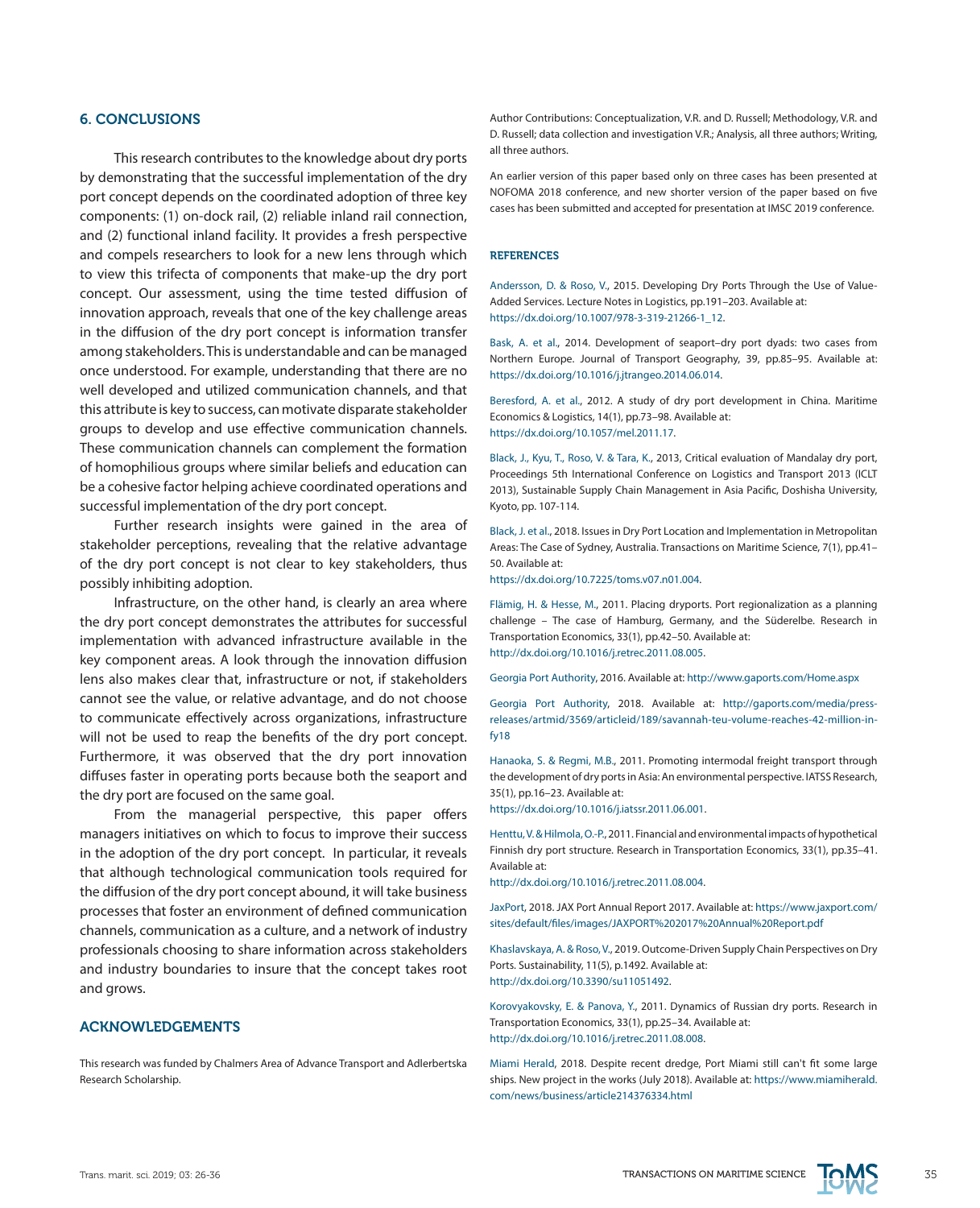## 6. CONCLUSIONS

This research contributes to the knowledge about dry ports by demonstrating that the successful implementation of the dry port concept depends on the coordinated adoption of three key components: (1) on-dock rail, (2) reliable inland rail connection, and (2) functional inland facility. It provides a fresh perspective and compels researchers to look for a new lens through which to view this trifecta of components that make-up the dry port concept. Our assessment, using the time tested diffusion of innovation approach, reveals that one of the key challenge areas in the diffusion of the dry port concept is information transfer among stakeholders. This is understandable and can be managed once understood. For example, understanding that there are no well developed and utilized communication channels, and that this attribute is key to success, can motivate disparate stakeholder groups to develop and use effective communication channels. These communication channels can complement the formation of homophilious groups where similar beliefs and education can be a cohesive factor helping achieve coordinated operations and successful implementation of the dry port concept.

Further research insights were gained in the area of stakeholder perceptions, revealing that the relative advantage of the dry port concept is not clear to key stakeholders, thus possibly inhibiting adoption.

Infrastructure, on the other hand, is clearly an area where the dry port concept demonstrates the attributes for successful implementation with advanced infrastructure available in the key component areas. A look through the innovation diffusion lens also makes clear that, infrastructure or not, if stakeholders cannot see the value, or relative advantage, and do not choose to communicate effectively across organizations, infrastructure will not be used to reap the benefits of the dry port concept. Furthermore, it was observed that the dry port innovation diffuses faster in operating ports because both the seaport and the dry port are focused on the same goal.

From the managerial perspective, this paper offers managers initiatives on which to focus to improve their success in the adoption of the dry port concept. In particular, it reveals that although technological communication tools required for the diffusion of the dry port concept abound, it will take business processes that foster an environment of defined communication channels, communication as a culture, and a network of industry professionals choosing to share information across stakeholders and industry boundaries to insure that the concept takes root and grows.

## ACKNOWLEDGEMENTS

This research was funded by Chalmers Area of Advance Transport and Adlerbertska Research Scholarship.

Author Contributions: Conceptualization, V.R. and D. Russell; Methodology, V.R. and D. Russell; data collection and investigation V.R.; Analysis, all three authors; Writing, all three authors.

An earlier version of this paper based only on three cases has been presented at NOFOMA 2018 conference, and new shorter version of the paper based on five cases has been submitted and accepted for presentation at IMSC 2019 conference.

### REFERENCES

Andersson, D. & Roso, V., 2015. Developing Dry Ports Through the Use of Value-Added Services. Lecture Notes in Logistics, pp.191–203. Available at: https://dx.doi.org/10.1007/978-3-319-21266-1_12.

Bask, A. et al., 2014. Development of seaport–dry port dyads: two cases from Northern Europe. Journal of Transport Geography, 39, pp.85–95. Available at: https://dx.doi.org/10.1016/j.jtrangeo.2014.06.014.

Beresford, A. et al., 2012. A study of dry port development in China. Maritime Economics & Logistics, 14(1), pp.73–98. Available at: https://dx.doi.org/10.1057/mel.2011.17.

Black, J., Kyu, T., Roso, V. & Tara, K., 2013, Critical evaluation of Mandalay dry port, Proceedings 5th International Conference on Logistics and Transport 2013 (ICLT 2013), Sustainable Supply Chain Management in Asia Pacific, Doshisha University, Kyoto, pp. 107-114.

Black, J. et al., 2018. Issues in Dry Port Location and Implementation in Metropolitan Areas: The Case of Sydney, Australia. Transactions on Maritime Science, 7(1), pp.41–50. Available at: https://dx.doi.org/10.7225/toms.v07.n01.004.

Flämig, H. & Hesse, M., 2011. Placing dryports. Port regionalization as a planning challenge – The case of Hamburg, Germany, and the Süderelbe. Research in Transportation Economics, 33(1), pp.42–50. Available at: http://dx.doi.org/10.1016/j.retrec.2011.08.005.

Georgia Port Authority, 2016. Available at: http://www.gaports.com/Home.aspx

Georgia Port Authority, 2018. Available at: http://gaports.com/media/press-releases/artmid/3569/articleid/189/savannah-teu-volume-reaches-42-million-in-fy18

Hanaoka, S. & Regmi, M.B., 2011. Promoting intermodal freight transport through the development of dry ports in Asia: An environmental perspective. IATSS Research, 35(1), pp.16–23. Available at: https://dx.doi.org/10.1016/j.iatssr.2011.06.001.

Henttu, V. & Hilmola, O.-P., 2011. Financial and environmental impacts of hypothetical Finnish dry port structure. Research in Transportation Economics, 33(1), pp.35–41. Available at: http://dx.doi.org/10.1016/j.retrec.2011.08.004.

JaxPort, 2018. JAX Port Annual Report 2017. Available at: https://www.jaxport.com/sites/default/files/images/JAXPORT%202017%20Annual%20Report.pdf

Khaslavskaya, A. & Roso, V., 2019. Outcome-Driven Supply Chain Perspectives on Dry Ports. Sustainability, 11(5), p.1492. Available at: http://dx.doi.org/10.3390/su11051492.

Korovyakovsky, E. & Panova, Y., 2011. Dynamics of Russian dry ports. Research in Transportation Economics, 33(1), pp.25–34. Available at: http://dx.doi.org/10.1016/j.retrec.2011.08.008.

Miami Herald, 2018. Despite recent dredge, Port Miami still can't fit some large ships. New project in the works (July 2018). Available at: https://www.miamiherald.com/news/business/article214376334.html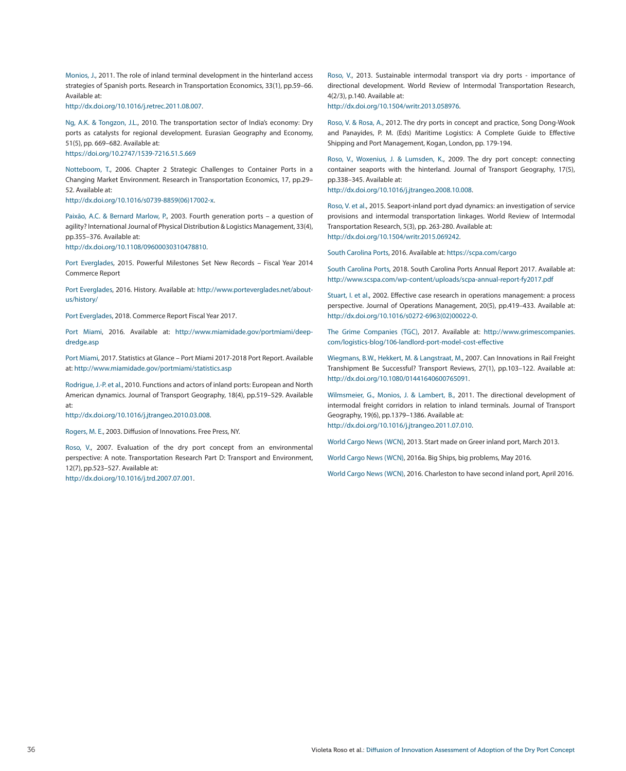Monios, J., 2011. The role of inland terminal development in the hinterland access strategies of Spanish ports. Research in Transportation Economics, 33(1), pp.59–66. Available at:
http://dx.doi.org/10.1016/j.retrec.2011.08.007.

Ng, A.K. & Tongzon, J.L., 2010. The transportation sector of India's economy: Dry ports as catalysts for regional development. Eurasian Geography and Economy, 51(5), pp. 669–682. Available at:
https://doi.org/10.2747/1539-7216.51.5.669

Notteboom, T., 2006. Chapter 2 Strategic Challenges to Container Ports in a Changing Market Environment. Research in Transportation Economics, 17, pp.29–52. Available at:
http://dx.doi.org/10.1016/s0739-8859(06)17002-x.

Paixão, A.C. & Bernard Marlow, P., 2003. Fourth generation ports – a question of agility? International Journal of Physical Distribution & Logistics Management, 33(4), pp.355–376. Available at:
http://dx.doi.org/10.1108/09600030310478810.

Port Everglades, 2015. Powerful Milestones Set New Records – Fiscal Year 2014 Commerce Report

Port Everglades, 2016. History. Available at: http://www.porteverglades.net/about-us/history/

Port Everglades, 2018. Commerce Report Fiscal Year 2017.

Port Miami, 2016. Available at: http://www.miamidade.gov/portmiami/deep-dredge.asp

Port Miami, 2017. Statistics at Glance – Port Miami 2017-2018 Port Report. Available at: http://www.miamidade.gov/portmiami/statistics.asp

Rodrigue, J.-P. et al., 2010. Functions and actors of inland ports: European and North American dynamics. Journal of Transport Geography, 18(4), pp.519–529. Available at:
http://dx.doi.org/10.1016/j.jtrangeo.2010.03.008.

Rogers, M. E., 2003. Diffusion of Innovations. Free Press, NY.

Roso, V., 2007. Evaluation of the dry port concept from an environmental perspective: A note. Transportation Research Part D: Transport and Environment, 12(7), pp.523–527. Available at:
http://dx.doi.org/10.1016/j.trd.2007.07.001.

Roso, V., 2013. Sustainable intermodal transport via dry ports - importance of directional development. World Review of Intermodal Transportation Research, 4(2/3), p.140. Available at:
http://dx.doi.org/10.1504/writr.2013.058976.

Roso, V. & Rosa, A., 2012. The dry ports in concept and practice, Song Dong-Wook and Panayides, P. M. (Eds) Maritime Logistics: A Complete Guide to Effective Shipping and Port Management, Kogan, London, pp. 179-194.

Roso, V., Woxenius, J. & Lumsden, K., 2009. The dry port concept: connecting container seaports with the hinterland. Journal of Transport Geography, 17(5), pp.338–345. Available at:
http://dx.doi.org/10.1016/j.jtrangeo.2008.10.008.

Roso, V. et al., 2015. Seaport-inland port dyad dynamics: an investigation of service provisions and intermodal transportation linkages. World Review of Intermodal Transportation Research, 5(3), pp. 263-280. Available at:
http://dx.doi.org/10.1504/writr.2015.069242.

South Carolina Ports, 2016. Available at: https://scpa.com/cargo

South Carolina Ports, 2018. South Carolina Ports Annual Report 2017. Available at: http://www.scspa.com/wp-content/uploads/scpa-annual-report-fy2017.pdf

Stuart, I. et al., 2002. Effective case research in operations management: a process perspective. Journal of Operations Management, 20(5), pp.419–433. Available at: http://dx.doi.org/10.1016/s0272-6963(02)00022-0.

The Grime Companies (TGC), 2017. Available at: http://www.grimescompanies.com/logistics-blog/106-landlord-port-model-cost-effective

Wiegmans, B.W., Hekkert, M. & Langstraat, M., 2007. Can Innovations in Rail Freight Transhipment Be Successful? Transport Reviews, 27(1), pp.103–122. Available at: http://dx.doi.org/10.1080/01441640600765091.

Wilmsmeier, G., Monios, J. & Lambert, B., 2011. The directional development of intermodal freight corridors in relation to inland terminals. Journal of Transport Geography, 19(6), pp.1379–1386. Available at:
http://dx.doi.org/10.1016/j.jtrangeo.2011.07.010.

World Cargo News (WCN), 2013. Start made on Greer inland port, March 2013.

World Cargo News (WCN), 2016a. Big Ships, big problems, May 2016.

World Cargo News (WCN), 2016. Charleston to have second inland port, April 2016.